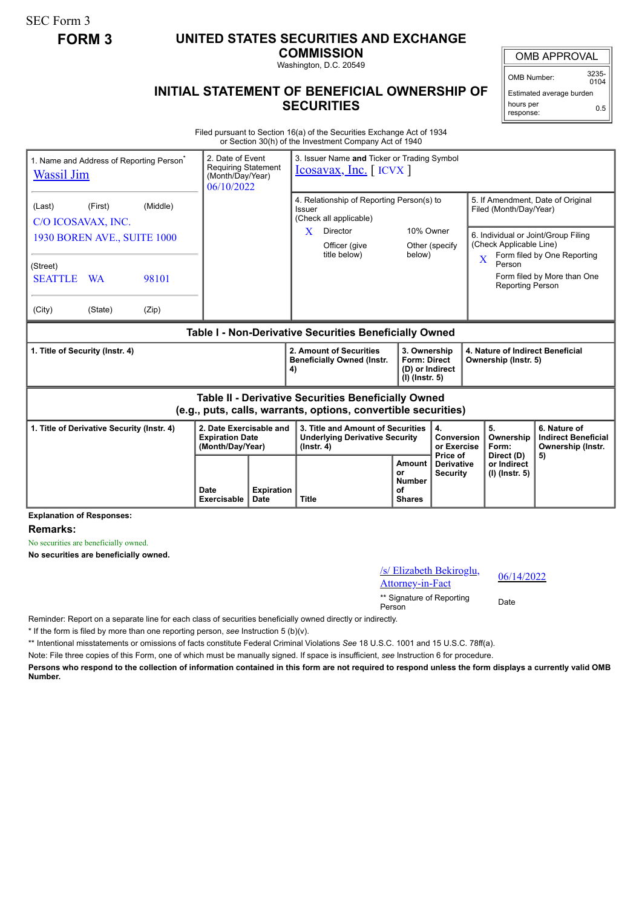SEC Form 3

**FORM 3**

# UNITED STATES SECURITIES AND EXCHANGE COMMISSION

Washington, D.C. 20549

## INITIAL STATEMENT OF BENEFICIAL OWNERSHIP OF SECURITIES

| OMB APPROVAL | |
|---|---|
| OMB Number: | 3235-0104 |
| Estimated average burden hours per response: | 0.5 |

Filed pursuant to Section 16(a) of the Securities Exchange Act of 1934 or Section 30(h) of the Investment Company Act of 1940

| 1. Name and Address of Reporting Person* | 2. Date of Event Requiring Statement (Month/Day/Year) | 3. Issuer Name and Ticker or Trading Symbol |
|---|---|---|
| Wassil Jim | 06/10/2022 | Icosavax, Inc. [ ICVX ] |
| (Last) (First) (Middle) C/O ICOSAVAX, INC. 1930 BOREN AVE., SUITE 1000 | | 4. Relationship of Reporting Person(s) to Issuer (Check all applicable) X Director; 10% Owner; Officer (give title below); Other (specify below) |
| (Street) SEATTLE WA 98101 | | 5. If Amendment, Date of Original Filed (Month/Day/Year) |
| (City) (State) (Zip) | | 6. Individual or Joint/Group Filing (Check Applicable Line) X Form filed by One Reporting Person; Form filed by More than One Reporting Person |

**Table I - Non-Derivative Securities Beneficially Owned**

| 1. Title of Security (Instr. 4) | 2. Amount of Securities Beneficially Owned (Instr. 4) | 3. Ownership Form: Direct (D) or Indirect (I) (Instr. 5) | 4. Nature of Indirect Beneficial Ownership (Instr. 5) |
|---|---|---|---|

**Table II - Derivative Securities Beneficially Owned (e.g., puts, calls, warrants, options, convertible securities)**

| 1. Title of Derivative Security (Instr. 4) | 2. Date Exercisable and Expiration Date (Month/Day/Year) | | 3. Title and Amount of Securities Underlying Derivative Security (Instr. 4) | | 4. Conversion or Exercise Price of Derivative Security | 5. Ownership Form: Direct (D) or Indirect (I) (Instr. 5) | 6. Nature of Indirect Beneficial Ownership (Instr. 5) |
|---|---|---|---|---|---|---|---|
| | Date Exercisable | Expiration Date | Title | Amount or Number of Shares | | | |

**Explanation of Responses:**

**Remarks:**

No securities are beneficially owned.

**No securities are beneficially owned.**

| /s/ Elizabeth Bekiroglu, Attorney-in-Fact | 06/14/2022 |
|---|---|
| ** Signature of Reporting Person | Date |

Reminder: Report on a separate line for each class of securities beneficially owned directly or indirectly.

* If the form is filed by more than one reporting person, *see* Instruction 5 (b)(v).

** Intentional misstatements or omissions of facts constitute Federal Criminal Violations *See* 18 U.S.C. 1001 and 15 U.S.C. 78ff(a).

Note: File three copies of this Form, one of which must be manually signed. If space is insufficient, *see* Instruction 6 for procedure.

**Persons who respond to the collection of information contained in this form are not required to respond unless the form displays a currently valid OMB Number.**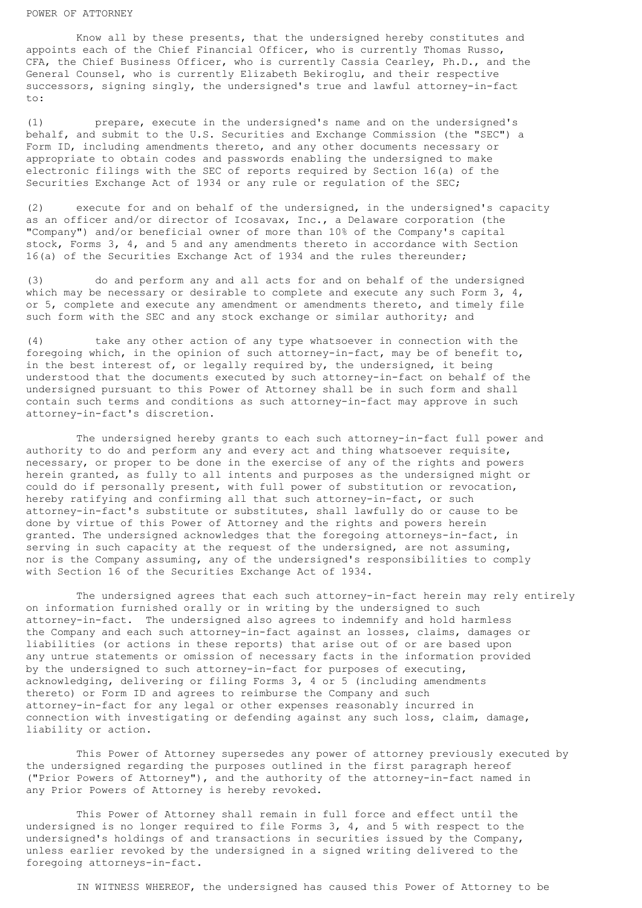POWER OF ATTORNEY

Know all by these presents, that the undersigned hereby constitutes and appoints each of the Chief Financial Officer, who is currently Thomas Russo, CFA, the Chief Business Officer, who is currently Cassia Cearley, Ph.D., and the General Counsel, who is currently Elizabeth Bekiroglu, and their respective successors, signing singly, the undersigned's true and lawful attorney-in-fact to:

(1) prepare, execute in the undersigned's name and on the undersigned's behalf, and submit to the U.S. Securities and Exchange Commission (the "SEC") a Form ID, including amendments thereto, and any other documents necessary or appropriate to obtain codes and passwords enabling the undersigned to make electronic filings with the SEC of reports required by Section 16(a) of the Securities Exchange Act of 1934 or any rule or regulation of the SEC;

(2) execute for and on behalf of the undersigned, in the undersigned's capacity as an officer and/or director of Icosavax, Inc., a Delaware corporation (the "Company") and/or beneficial owner of more than 10% of the Company's capital stock, Forms 3, 4, and 5 and any amendments thereto in accordance with Section 16(a) of the Securities Exchange Act of 1934 and the rules thereunder;

(3) do and perform any and all acts for and on behalf of the undersigned which may be necessary or desirable to complete and execute any such Form 3, 4, or 5, complete and execute any amendment or amendments thereto, and timely file such form with the SEC and any stock exchange or similar authority; and

(4) take any other action of any type whatsoever in connection with the foregoing which, in the opinion of such attorney-in-fact, may be of benefit to, in the best interest of, or legally required by, the undersigned, it being understood that the documents executed by such attorney-in-fact on behalf of the undersigned pursuant to this Power of Attorney shall be in such form and shall contain such terms and conditions as such attorney-in-fact may approve in such attorney-in-fact's discretion.

The undersigned hereby grants to each such attorney-in-fact full power and authority to do and perform any and every act and thing whatsoever requisite, necessary, or proper to be done in the exercise of any of the rights and powers herein granted, as fully to all intents and purposes as the undersigned might or could do if personally present, with full power of substitution or revocation, hereby ratifying and confirming all that such attorney-in-fact, or such attorney-in-fact's substitute or substitutes, shall lawfully do or cause to be done by virtue of this Power of Attorney and the rights and powers herein granted. The undersigned acknowledges that the foregoing attorneys-in-fact, in serving in such capacity at the request of the undersigned, are not assuming, nor is the Company assuming, any of the undersigned's responsibilities to comply with Section 16 of the Securities Exchange Act of 1934.

The undersigned agrees that each such attorney-in-fact herein may rely entirely on information furnished orally or in writing by the undersigned to such attorney-in-fact. The undersigned also agrees to indemnify and hold harmless the Company and each such attorney-in-fact against an losses, claims, damages or liabilities (or actions in these reports) that arise out of or are based upon any untrue statements or omission of necessary facts in the information provided by the undersigned to such attorney-in-fact for purposes of executing, acknowledging, delivering or filing Forms 3, 4 or 5 (including amendments thereto) or Form ID and agrees to reimburse the Company and such attorney-in-fact for any legal or other expenses reasonably incurred in connection with investigating or defending against any such loss, claim, damage, liability or action.

This Power of Attorney supersedes any power of attorney previously executed by the undersigned regarding the purposes outlined in the first paragraph hereof ("Prior Powers of Attorney"), and the authority of the attorney-in-fact named in any Prior Powers of Attorney is hereby revoked.

This Power of Attorney shall remain in full force and effect until the undersigned is no longer required to file Forms 3, 4, and 5 with respect to the undersigned's holdings of and transactions in securities issued by the Company, unless earlier revoked by the undersigned in a signed writing delivered to the foregoing attorneys-in-fact.

IN WITNESS WHEREOF, the undersigned has caused this Power of Attorney to be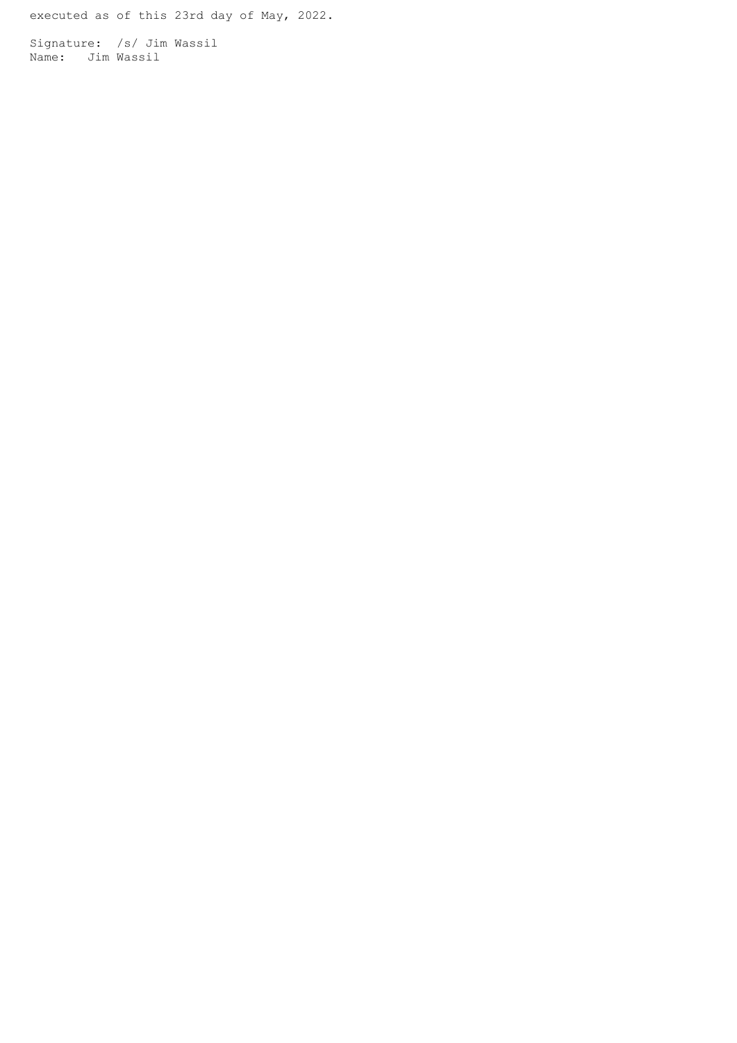executed as of this 23rd day of May, 2022.

Signature: /s/ Jim Wassil
Name: Jim Wassil